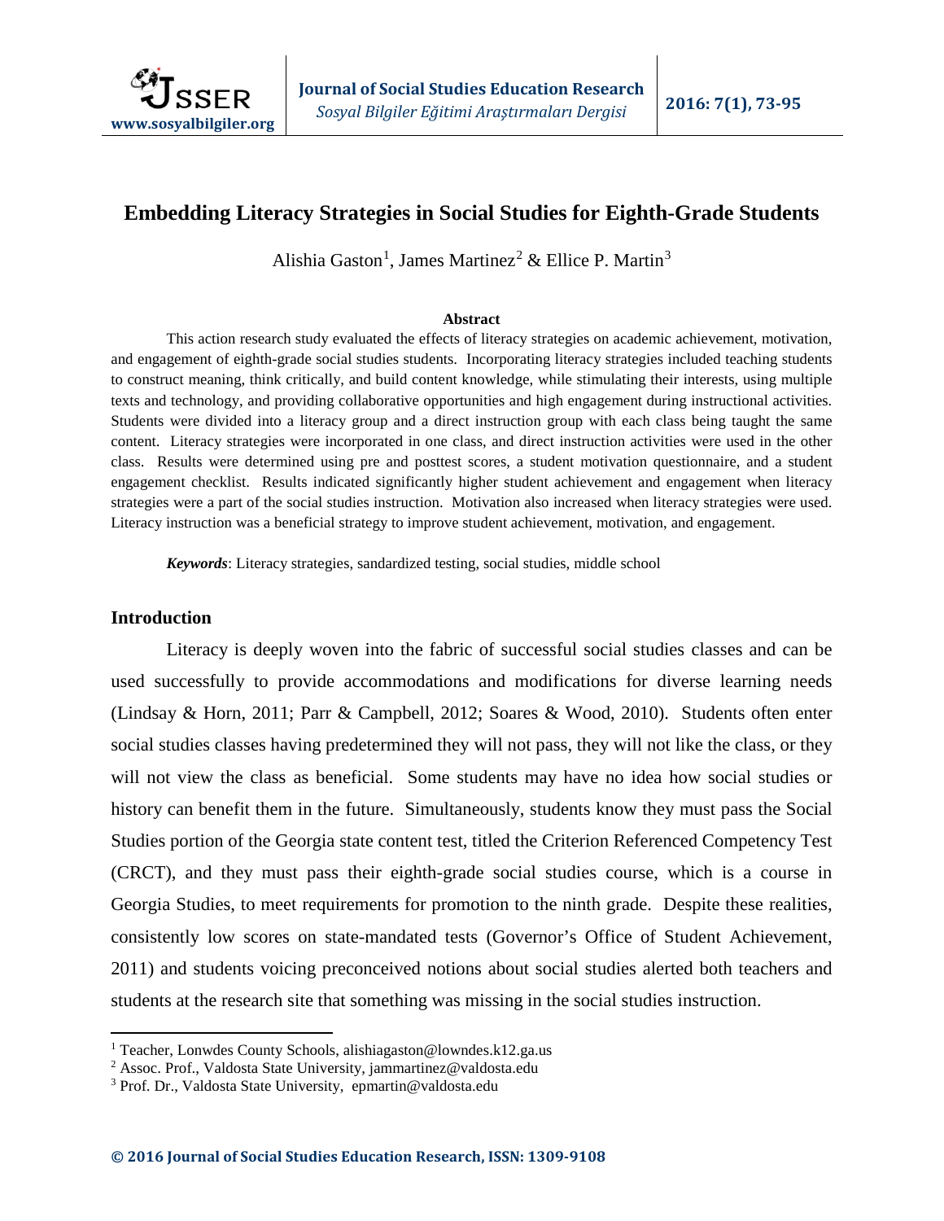# Embedding Literacy Strategies in Social Studies for Eighth-Grade Students

Alishia Gaston[1], James Martinez[2] & Ellice P. Martin[3]

**Abstract**

This action research study evaluated the effects of literacy strategies on academic achievement, motivation, and engagement of eighth-grade social studies students. Incorporating literacy strategies included teaching students to construct meaning, think critically, and build content knowledge, while stimulating their interests, using multiple texts and technology, and providing collaborative opportunities and high engagement during instructional activities. Students were divided into a literacy group and a direct instruction group with each class being taught the same content. Literacy strategies were incorporated in one class, and direct instruction activities were used in the other class. Results were determined using pre and posttest scores, a student motivation questionnaire, and a student engagement checklist. Results indicated significantly higher student achievement and engagement when literacy strategies were a part of the social studies instruction. Motivation also increased when literacy strategies were used. Literacy instruction was a beneficial strategy to improve student achievement, motivation, and engagement.

***Keywords***: Literacy strategies, sandardized testing, social studies, middle school

## Introduction

Literacy is deeply woven into the fabric of successful social studies classes and can be used successfully to provide accommodations and modifications for diverse learning needs (Lindsay & Horn, 2011; Parr & Campbell, 2012; Soares & Wood, 2010). Students often enter social studies classes having predetermined they will not pass, they will not like the class, or they will not view the class as beneficial. Some students may have no idea how social studies or history can benefit them in the future. Simultaneously, students know they must pass the Social Studies portion of the Georgia state content test, titled the Criterion Referenced Competency Test (CRCT), and they must pass their eighth-grade social studies course, which is a course in Georgia Studies, to meet requirements for promotion to the ninth grade. Despite these realities, consistently low scores on state-mandated tests (Governor's Office of Student Achievement, 2011) and students voicing preconceived notions about social studies alerted both teachers and students at the research site that something was missing in the social studies instruction.

---

[1] Teacher, Lonwdes County Schools, alishiagaston@lowndes.k12.ga.us

[2] Assoc. Prof., Valdosta State University, jammartinez@valdosta.edu

[3] Prof. Dr., Valdosta State University, epmartin@valdosta.edu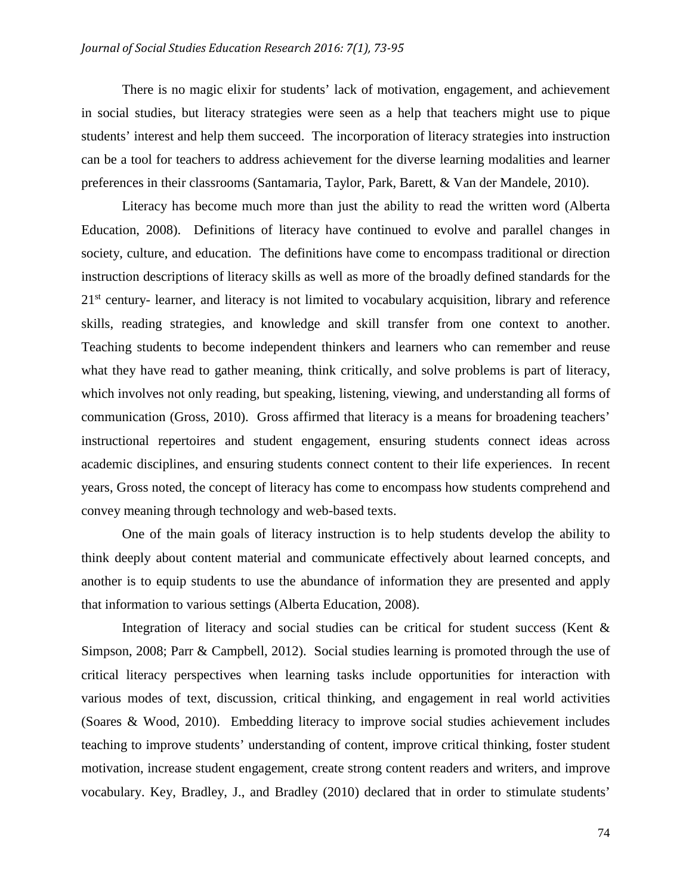There is no magic elixir for students' lack of motivation, engagement, and achievement in social studies, but literacy strategies were seen as a help that teachers might use to pique students' interest and help them succeed. The incorporation of literacy strategies into instruction can be a tool for teachers to address achievement for the diverse learning modalities and learner preferences in their classrooms (Santamaria, Taylor, Park, Barett, & Van der Mandele, 2010).

Literacy has become much more than just the ability to read the written word (Alberta Education, 2008). Definitions of literacy have continued to evolve and parallel changes in society, culture, and education. The definitions have come to encompass traditional or direction instruction descriptions of literacy skills as well as more of the broadly defined standards for the 21st century- learner, and literacy is not limited to vocabulary acquisition, library and reference skills, reading strategies, and knowledge and skill transfer from one context to another. Teaching students to become independent thinkers and learners who can remember and reuse what they have read to gather meaning, think critically, and solve problems is part of literacy, which involves not only reading, but speaking, listening, viewing, and understanding all forms of communication (Gross, 2010). Gross affirmed that literacy is a means for broadening teachers' instructional repertoires and student engagement, ensuring students connect ideas across academic disciplines, and ensuring students connect content to their life experiences. In recent years, Gross noted, the concept of literacy has come to encompass how students comprehend and convey meaning through technology and web-based texts.

One of the main goals of literacy instruction is to help students develop the ability to think deeply about content material and communicate effectively about learned concepts, and another is to equip students to use the abundance of information they are presented and apply that information to various settings (Alberta Education, 2008).

Integration of literacy and social studies can be critical for student success (Kent & Simpson, 2008; Parr & Campbell, 2012). Social studies learning is promoted through the use of critical literacy perspectives when learning tasks include opportunities for interaction with various modes of text, discussion, critical thinking, and engagement in real world activities (Soares & Wood, 2010). Embedding literacy to improve social studies achievement includes teaching to improve students' understanding of content, improve critical thinking, foster student motivation, increase student engagement, create strong content readers and writers, and improve vocabulary. Key, Bradley, J., and Bradley (2010) declared that in order to stimulate students'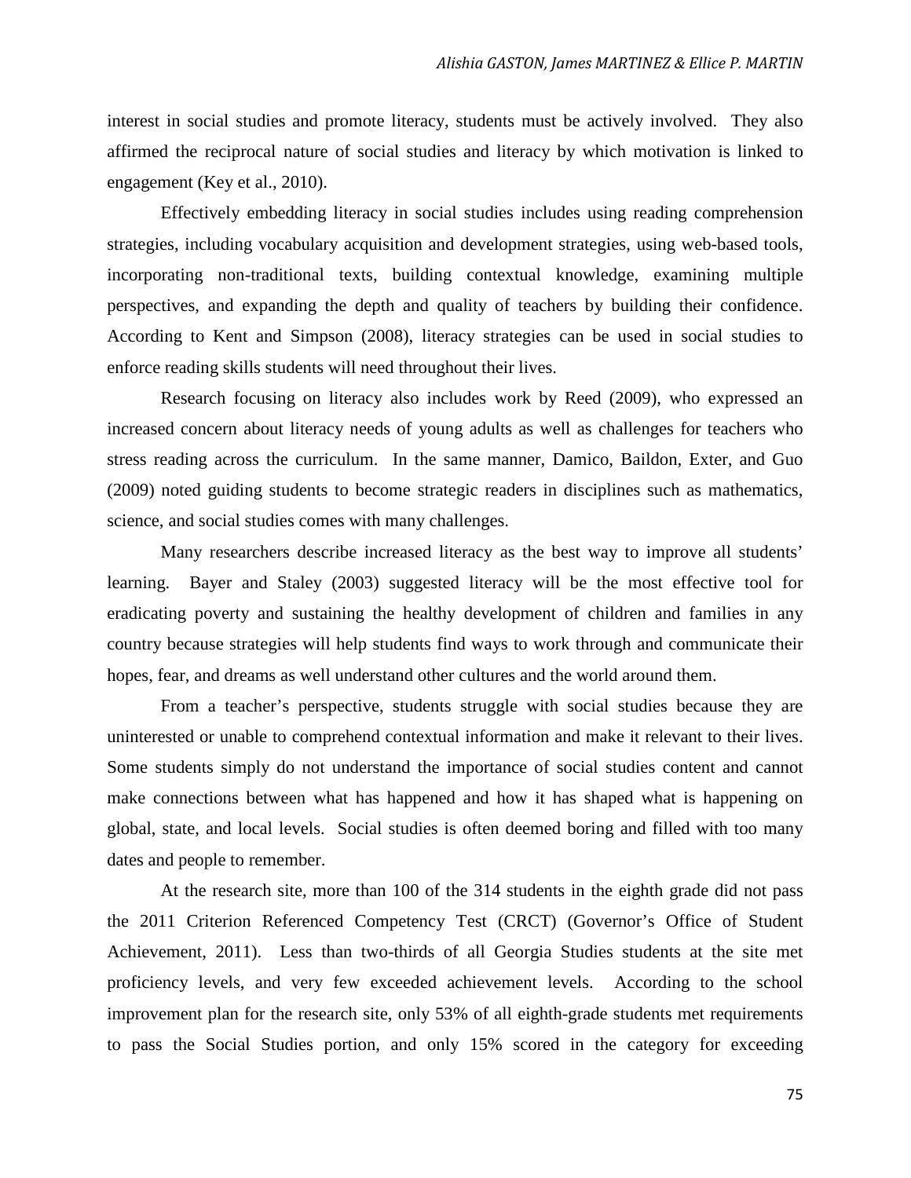interest in social studies and promote literacy, students must be actively involved. They also affirmed the reciprocal nature of social studies and literacy by which motivation is linked to engagement (Key et al., 2010).

Effectively embedding literacy in social studies includes using reading comprehension strategies, including vocabulary acquisition and development strategies, using web-based tools, incorporating non-traditional texts, building contextual knowledge, examining multiple perspectives, and expanding the depth and quality of teachers by building their confidence. According to Kent and Simpson (2008), literacy strategies can be used in social studies to enforce reading skills students will need throughout their lives.

Research focusing on literacy also includes work by Reed (2009), who expressed an increased concern about literacy needs of young adults as well as challenges for teachers who stress reading across the curriculum. In the same manner, Damico, Baildon, Exter, and Guo (2009) noted guiding students to become strategic readers in disciplines such as mathematics, science, and social studies comes with many challenges.

Many researchers describe increased literacy as the best way to improve all students' learning. Bayer and Staley (2003) suggested literacy will be the most effective tool for eradicating poverty and sustaining the healthy development of children and families in any country because strategies will help students find ways to work through and communicate their hopes, fear, and dreams as well understand other cultures and the world around them.

From a teacher's perspective, students struggle with social studies because they are uninterested or unable to comprehend contextual information and make it relevant to their lives. Some students simply do not understand the importance of social studies content and cannot make connections between what has happened and how it has shaped what is happening on global, state, and local levels. Social studies is often deemed boring and filled with too many dates and people to remember.

At the research site, more than 100 of the 314 students in the eighth grade did not pass the 2011 Criterion Referenced Competency Test (CRCT) (Governor's Office of Student Achievement, 2011). Less than two-thirds of all Georgia Studies students at the site met proficiency levels, and very few exceeded achievement levels. According to the school improvement plan for the research site, only 53% of all eighth-grade students met requirements to pass the Social Studies portion, and only 15% scored in the category for exceeding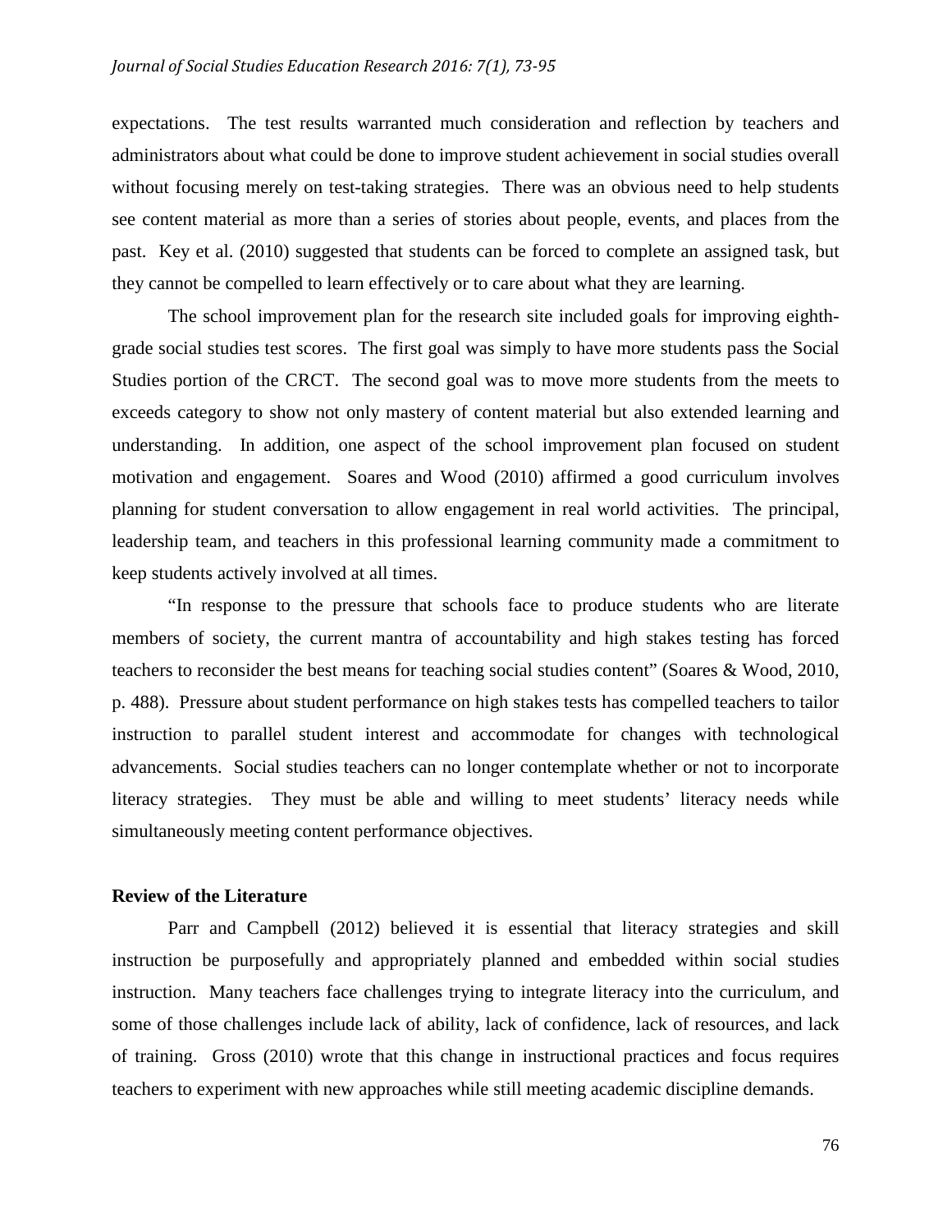expectations. The test results warranted much consideration and reflection by teachers and administrators about what could be done to improve student achievement in social studies overall without focusing merely on test-taking strategies. There was an obvious need to help students see content material as more than a series of stories about people, events, and places from the past. Key et al. (2010) suggested that students can be forced to complete an assigned task, but they cannot be compelled to learn effectively or to care about what they are learning.

The school improvement plan for the research site included goals for improving eighth-grade social studies test scores. The first goal was simply to have more students pass the Social Studies portion of the CRCT. The second goal was to move more students from the meets to exceeds category to show not only mastery of content material but also extended learning and understanding. In addition, one aspect of the school improvement plan focused on student motivation and engagement. Soares and Wood (2010) affirmed a good curriculum involves planning for student conversation to allow engagement in real world activities. The principal, leadership team, and teachers in this professional learning community made a commitment to keep students actively involved at all times.

"In response to the pressure that schools face to produce students who are literate members of society, the current mantra of accountability and high stakes testing has forced teachers to reconsider the best means for teaching social studies content" (Soares & Wood, 2010, p. 488). Pressure about student performance on high stakes tests has compelled teachers to tailor instruction to parallel student interest and accommodate for changes with technological advancements. Social studies teachers can no longer contemplate whether or not to incorporate literacy strategies. They must be able and willing to meet students' literacy needs while simultaneously meeting content performance objectives.

## Review of the Literature

Parr and Campbell (2012) believed it is essential that literacy strategies and skill instruction be purposefully and appropriately planned and embedded within social studies instruction. Many teachers face challenges trying to integrate literacy into the curriculum, and some of those challenges include lack of ability, lack of confidence, lack of resources, and lack of training. Gross (2010) wrote that this change in instructional practices and focus requires teachers to experiment with new approaches while still meeting academic discipline demands.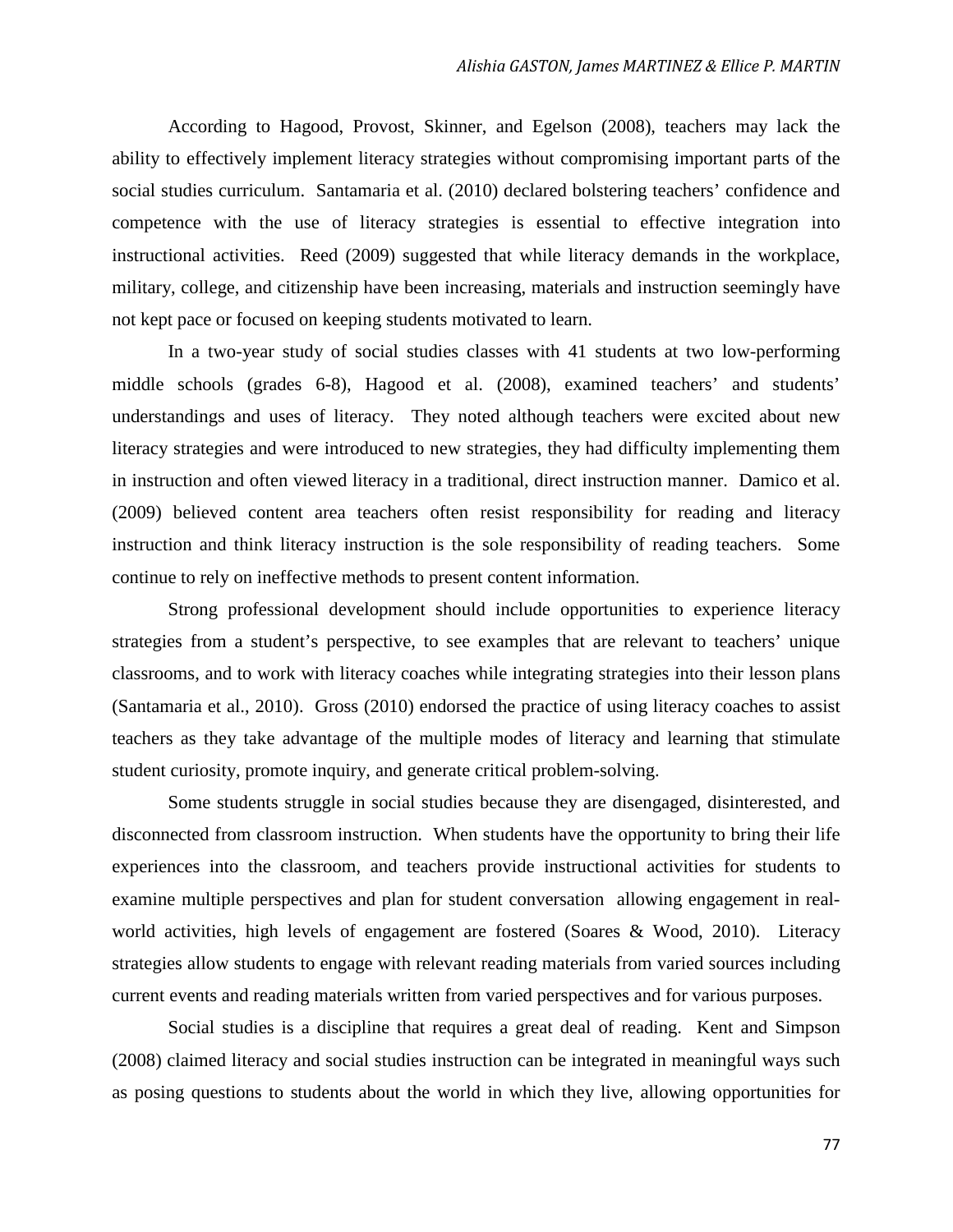According to Hagood, Provost, Skinner, and Egelson (2008), teachers may lack the ability to effectively implement literacy strategies without compromising important parts of the social studies curriculum. Santamaria et al. (2010) declared bolstering teachers' confidence and competence with the use of literacy strategies is essential to effective integration into instructional activities. Reed (2009) suggested that while literacy demands in the workplace, military, college, and citizenship have been increasing, materials and instruction seemingly have not kept pace or focused on keeping students motivated to learn.

In a two-year study of social studies classes with 41 students at two low-performing middle schools (grades 6-8), Hagood et al. (2008), examined teachers' and students' understandings and uses of literacy. They noted although teachers were excited about new literacy strategies and were introduced to new strategies, they had difficulty implementing them in instruction and often viewed literacy in a traditional, direct instruction manner. Damico et al. (2009) believed content area teachers often resist responsibility for reading and literacy instruction and think literacy instruction is the sole responsibility of reading teachers. Some continue to rely on ineffective methods to present content information.

Strong professional development should include opportunities to experience literacy strategies from a student's perspective, to see examples that are relevant to teachers' unique classrooms, and to work with literacy coaches while integrating strategies into their lesson plans (Santamaria et al., 2010). Gross (2010) endorsed the practice of using literacy coaches to assist teachers as they take advantage of the multiple modes of literacy and learning that stimulate student curiosity, promote inquiry, and generate critical problem-solving.

Some students struggle in social studies because they are disengaged, disinterested, and disconnected from classroom instruction. When students have the opportunity to bring their life experiences into the classroom, and teachers provide instructional activities for students to examine multiple perspectives and plan for student conversation allowing engagement in real-world activities, high levels of engagement are fostered (Soares & Wood, 2010). Literacy strategies allow students to engage with relevant reading materials from varied sources including current events and reading materials written from varied perspectives and for various purposes.

Social studies is a discipline that requires a great deal of reading. Kent and Simpson (2008) claimed literacy and social studies instruction can be integrated in meaningful ways such as posing questions to students about the world in which they live, allowing opportunities for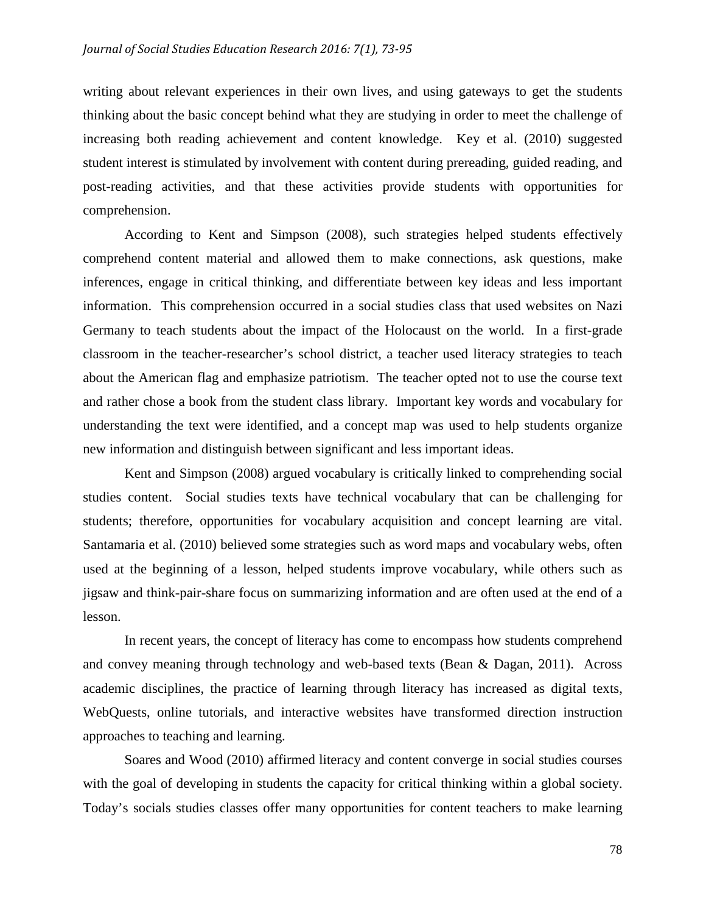writing about relevant experiences in their own lives, and using gateways to get the students thinking about the basic concept behind what they are studying in order to meet the challenge of increasing both reading achievement and content knowledge. Key et al. (2010) suggested student interest is stimulated by involvement with content during prereading, guided reading, and post-reading activities, and that these activities provide students with opportunities for comprehension.

According to Kent and Simpson (2008), such strategies helped students effectively comprehend content material and allowed them to make connections, ask questions, make inferences, engage in critical thinking, and differentiate between key ideas and less important information. This comprehension occurred in a social studies class that used websites on Nazi Germany to teach students about the impact of the Holocaust on the world. In a first-grade classroom in the teacher-researcher's school district, a teacher used literacy strategies to teach about the American flag and emphasize patriotism. The teacher opted not to use the course text and rather chose a book from the student class library. Important key words and vocabulary for understanding the text were identified, and a concept map was used to help students organize new information and distinguish between significant and less important ideas.

Kent and Simpson (2008) argued vocabulary is critically linked to comprehending social studies content. Social studies texts have technical vocabulary that can be challenging for students; therefore, opportunities for vocabulary acquisition and concept learning are vital. Santamaria et al. (2010) believed some strategies such as word maps and vocabulary webs, often used at the beginning of a lesson, helped students improve vocabulary, while others such as jigsaw and think-pair-share focus on summarizing information and are often used at the end of a lesson.

In recent years, the concept of literacy has come to encompass how students comprehend and convey meaning through technology and web-based texts (Bean & Dagan, 2011). Across academic disciplines, the practice of learning through literacy has increased as digital texts, WebQuests, online tutorials, and interactive websites have transformed direction instruction approaches to teaching and learning.

Soares and Wood (2010) affirmed literacy and content converge in social studies courses with the goal of developing in students the capacity for critical thinking within a global society. Today's socials studies classes offer many opportunities for content teachers to make learning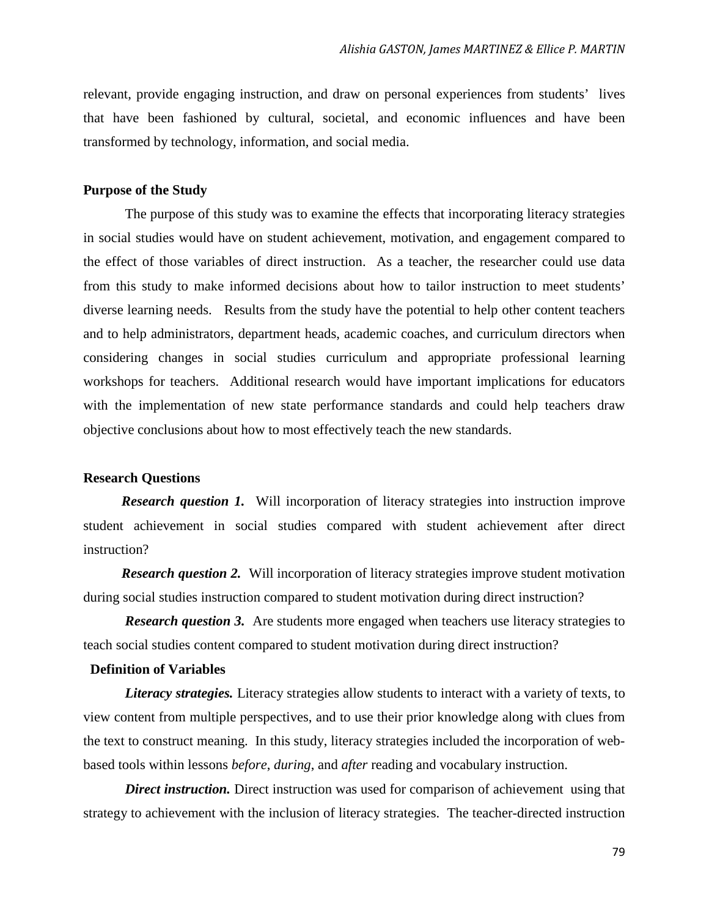relevant, provide engaging instruction, and draw on personal experiences from students' lives that have been fashioned by cultural, societal, and economic influences and have been transformed by technology, information, and social media.

### Purpose of the Study

The purpose of this study was to examine the effects that incorporating literacy strategies in social studies would have on student achievement, motivation, and engagement compared to the effect of those variables of direct instruction. As a teacher, the researcher could use data from this study to make informed decisions about how to tailor instruction to meet students' diverse learning needs. Results from the study have the potential to help other content teachers and to help administrators, department heads, academic coaches, and curriculum directors when considering changes in social studies curriculum and appropriate professional learning workshops for teachers. Additional research would have important implications for educators with the implementation of new state performance standards and could help teachers draw objective conclusions about how to most effectively teach the new standards.

### Research Questions

***Research question 1.*** Will incorporation of literacy strategies into instruction improve student achievement in social studies compared with student achievement after direct instruction?

***Research question 2.*** Will incorporation of literacy strategies improve student motivation during social studies instruction compared to student motivation during direct instruction?

***Research question 3.*** Are students more engaged when teachers use literacy strategies to teach social studies content compared to student motivation during direct instruction?

### Definition of Variables

***Literacy strategies.*** Literacy strategies allow students to interact with a variety of texts, to view content from multiple perspectives, and to use their prior knowledge along with clues from the text to construct meaning. In this study, literacy strategies included the incorporation of web-based tools within lessons *before*, *during*, and *after* reading and vocabulary instruction.

***Direct instruction.*** Direct instruction was used for comparison of achievement using that strategy to achievement with the inclusion of literacy strategies. The teacher-directed instruction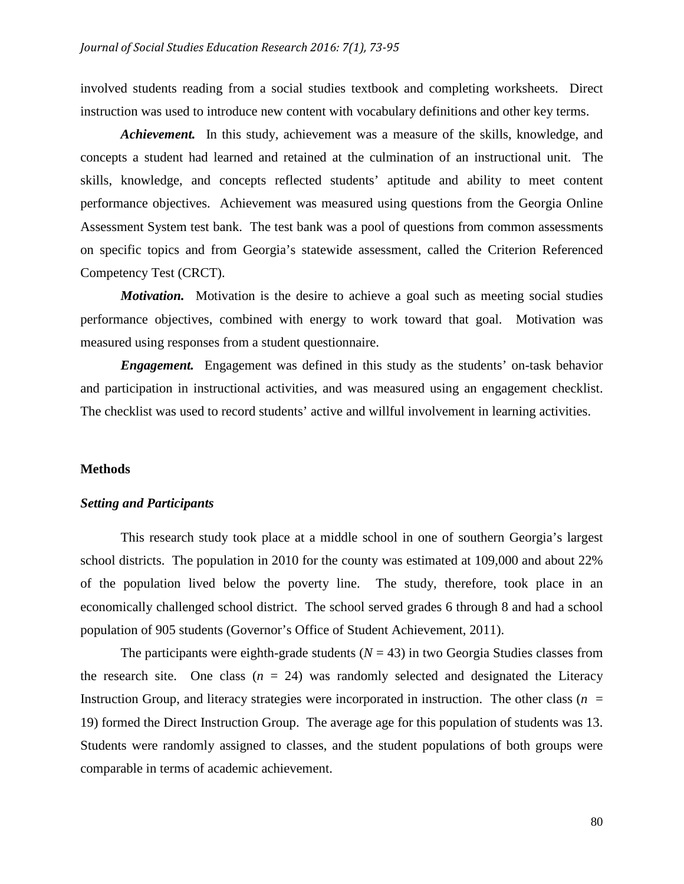involved students reading from a social studies textbook and completing worksheets. Direct instruction was used to introduce new content with vocabulary definitions and other key terms.

***Achievement.*** In this study, achievement was a measure of the skills, knowledge, and concepts a student had learned and retained at the culmination of an instructional unit. The skills, knowledge, and concepts reflected students' aptitude and ability to meet content performance objectives. Achievement was measured using questions from the Georgia Online Assessment System test bank. The test bank was a pool of questions from common assessments on specific topics and from Georgia's statewide assessment, called the Criterion Referenced Competency Test (CRCT).

***Motivation.*** Motivation is the desire to achieve a goal such as meeting social studies performance objectives, combined with energy to work toward that goal. Motivation was measured using responses from a student questionnaire.

***Engagement.*** Engagement was defined in this study as the students' on-task behavior and participation in instructional activities, and was measured using an engagement checklist. The checklist was used to record students' active and willful involvement in learning activities.

## Methods

### *Setting and Participants*

This research study took place at a middle school in one of southern Georgia's largest school districts. The population in 2010 for the county was estimated at 109,000 and about 22% of the population lived below the poverty line. The study, therefore, took place in an economically challenged school district. The school served grades 6 through 8 and had a school population of 905 students (Governor's Office of Student Achievement, 2011).

The participants were eighth-grade students ($N = 43$) in two Georgia Studies classes from the research site. One class ($n = 24$) was randomly selected and designated the Literacy Instruction Group, and literacy strategies were incorporated in instruction. The other class ($n = 19$) formed the Direct Instruction Group. The average age for this population of students was 13. Students were randomly assigned to classes, and the student populations of both groups were comparable in terms of academic achievement.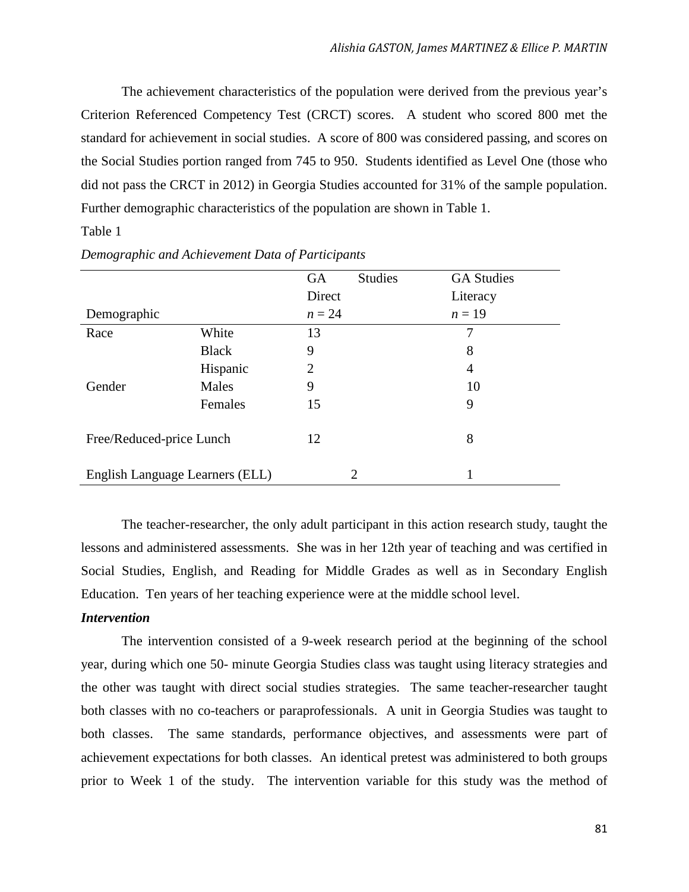The achievement characteristics of the population were derived from the previous year's Criterion Referenced Competency Test (CRCT) scores. A student who scored 800 met the standard for achievement in social studies. A score of 800 was considered passing, and scores on the Social Studies portion ranged from 745 to 950. Students identified as Level One (those who did not pass the CRCT in 2012) in Georgia Studies accounted for 31% of the sample population. Further demographic characteristics of the population are shown in Table 1.

Table 1

*Demographic and Achievement Data of Participants*

| Demographic | | GA Studies Direct $n = 24$ | GA Studies Literacy $n = 19$ |
|---|---|---|---|
| Race | White | 13 | 7 |
| | Black | 9 | 8 |
| | Hispanic | 2 | 4 |
| Gender | Males | 9 | 10 |
| | Females | 15 | 9 |
| Free/Reduced-price Lunch | | 12 | 8 |
| English Language Learners (ELL) | | 2 | 1 |

The teacher-researcher, the only adult participant in this action research study, taught the lessons and administered assessments. She was in her 12th year of teaching and was certified in Social Studies, English, and Reading for Middle Grades as well as in Secondary English Education. Ten years of her teaching experience were at the middle school level.

***Intervention***

The intervention consisted of a 9-week research period at the beginning of the school year, during which one 50- minute Georgia Studies class was taught using literacy strategies and the other was taught with direct social studies strategies. The same teacher-researcher taught both classes with no co-teachers or paraprofessionals. A unit in Georgia Studies was taught to both classes. The same standards, performance objectives, and assessments were part of achievement expectations for both classes. An identical pretest was administered to both groups prior to Week 1 of the study. The intervention variable for this study was the method of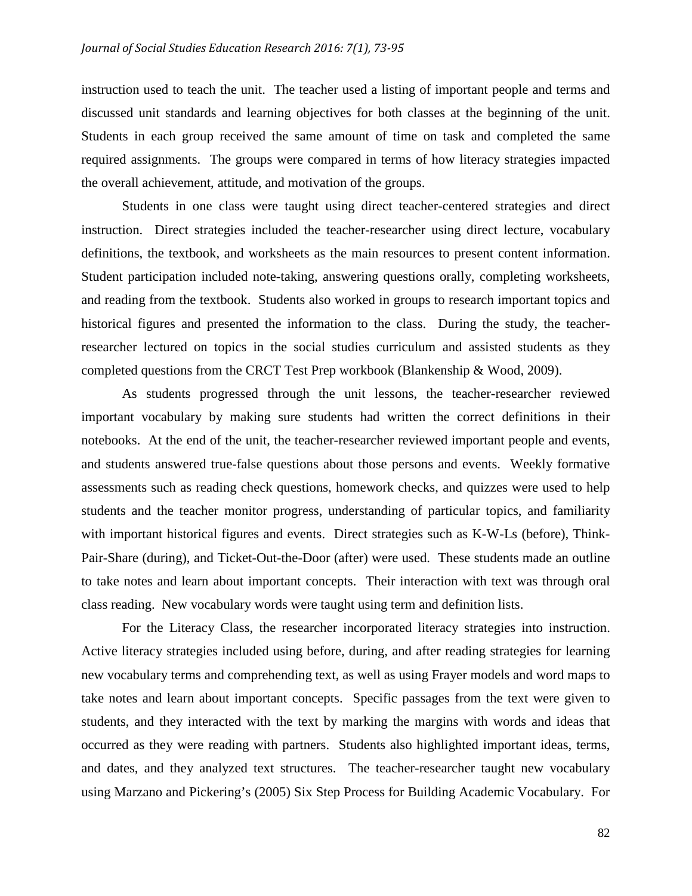instruction used to teach the unit. The teacher used a listing of important people and terms and discussed unit standards and learning objectives for both classes at the beginning of the unit. Students in each group received the same amount of time on task and completed the same required assignments. The groups were compared in terms of how literacy strategies impacted the overall achievement, attitude, and motivation of the groups.

Students in one class were taught using direct teacher-centered strategies and direct instruction. Direct strategies included the teacher-researcher using direct lecture, vocabulary definitions, the textbook, and worksheets as the main resources to present content information. Student participation included note-taking, answering questions orally, completing worksheets, and reading from the textbook. Students also worked in groups to research important topics and historical figures and presented the information to the class. During the study, the teacher-researcher lectured on topics in the social studies curriculum and assisted students as they completed questions from the CRCT Test Prep workbook (Blankenship & Wood, 2009).

As students progressed through the unit lessons, the teacher-researcher reviewed important vocabulary by making sure students had written the correct definitions in their notebooks. At the end of the unit, the teacher-researcher reviewed important people and events, and students answered true-false questions about those persons and events. Weekly formative assessments such as reading check questions, homework checks, and quizzes were used to help students and the teacher monitor progress, understanding of particular topics, and familiarity with important historical figures and events. Direct strategies such as K-W-Ls (before), Think-Pair-Share (during), and Ticket-Out-the-Door (after) were used. These students made an outline to take notes and learn about important concepts. Their interaction with text was through oral class reading. New vocabulary words were taught using term and definition lists.

For the Literacy Class, the researcher incorporated literacy strategies into instruction. Active literacy strategies included using before, during, and after reading strategies for learning new vocabulary terms and comprehending text, as well as using Frayer models and word maps to take notes and learn about important concepts. Specific passages from the text were given to students, and they interacted with the text by marking the margins with words and ideas that occurred as they were reading with partners. Students also highlighted important ideas, terms, and dates, and they analyzed text structures. The teacher-researcher taught new vocabulary using Marzano and Pickering's (2005) Six Step Process for Building Academic Vocabulary. For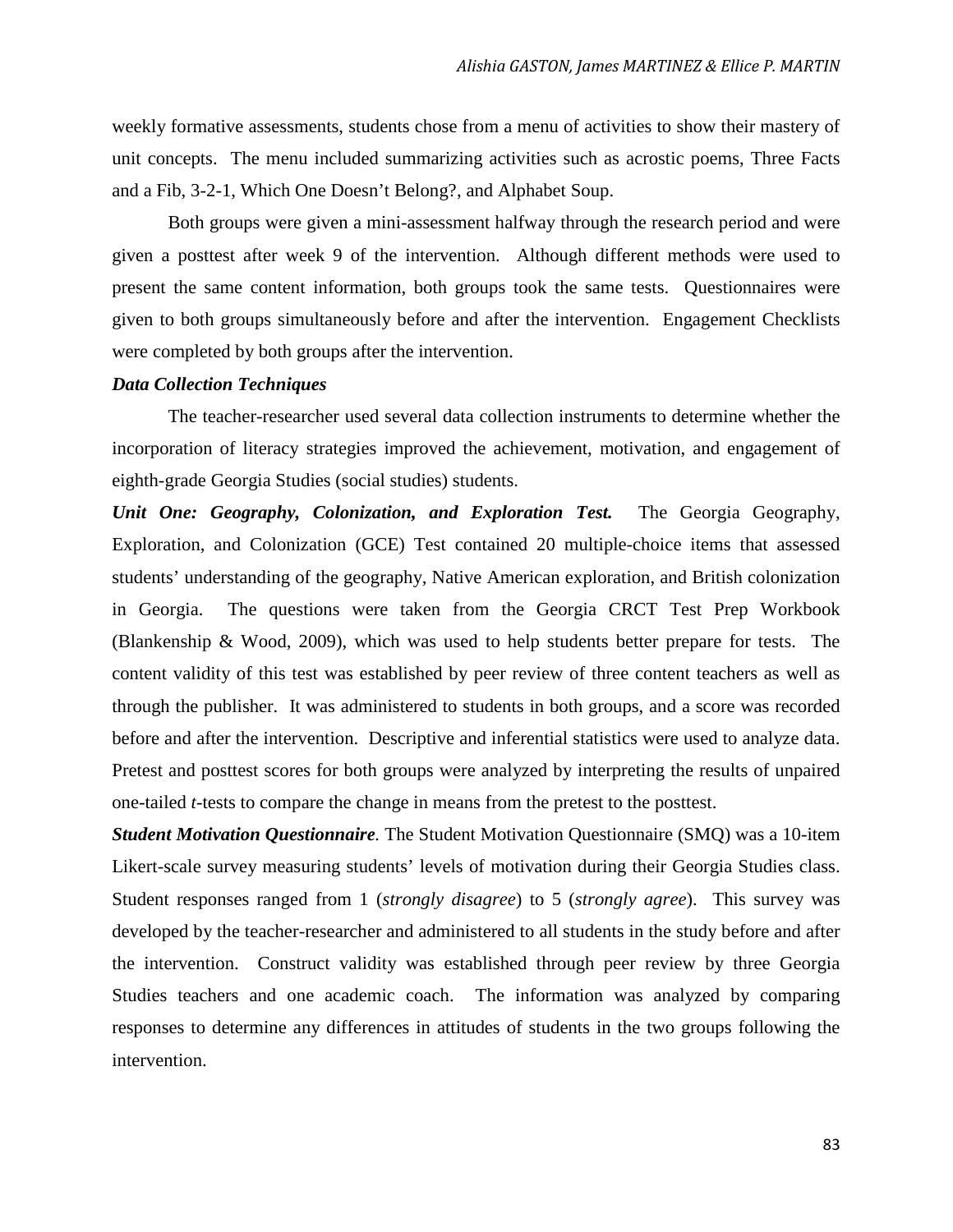weekly formative assessments, students chose from a menu of activities to show their mastery of unit concepts. The menu included summarizing activities such as acrostic poems, Three Facts and a Fib, 3-2-1, Which One Doesn't Belong?, and Alphabet Soup.

Both groups were given a mini-assessment halfway through the research period and were given a posttest after week 9 of the intervention. Although different methods were used to present the same content information, both groups took the same tests. Questionnaires were given to both groups simultaneously before and after the intervention. Engagement Checklists were completed by both groups after the intervention.

***Data Collection Techniques***

The teacher-researcher used several data collection instruments to determine whether the incorporation of literacy strategies improved the achievement, motivation, and engagement of eighth-grade Georgia Studies (social studies) students.

***Unit One: Geography, Colonization, and Exploration Test.*** The Georgia Geography, Exploration, and Colonization (GCE) Test contained 20 multiple-choice items that assessed students' understanding of the geography, Native American exploration, and British colonization in Georgia. The questions were taken from the Georgia CRCT Test Prep Workbook (Blankenship & Wood, 2009), which was used to help students better prepare for tests. The content validity of this test was established by peer review of three content teachers as well as through the publisher. It was administered to students in both groups, and a score was recorded before and after the intervention. Descriptive and inferential statistics were used to analyze data. Pretest and posttest scores for both groups were analyzed by interpreting the results of unpaired one-tailed *t*-tests to compare the change in means from the pretest to the posttest.

***Student Motivation Questionnaire*.** The Student Motivation Questionnaire (SMQ) was a 10-item Likert-scale survey measuring students' levels of motivation during their Georgia Studies class. Student responses ranged from 1 (*strongly disagree*) to 5 (*strongly agree*). This survey was developed by the teacher-researcher and administered to all students in the study before and after the intervention. Construct validity was established through peer review by three Georgia Studies teachers and one academic coach. The information was analyzed by comparing responses to determine any differences in attitudes of students in the two groups following the intervention.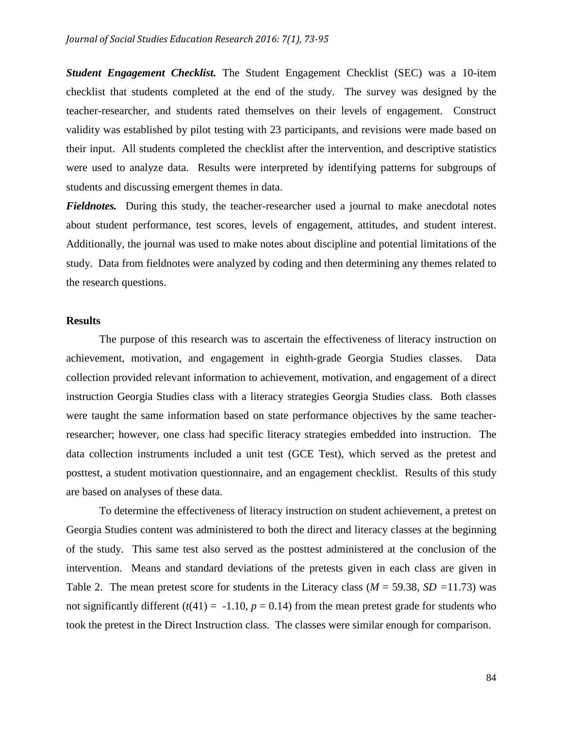***Student Engagement Checklist.*** The Student Engagement Checklist (SEC) was a 10-item checklist that students completed at the end of the study. The survey was designed by the teacher-researcher, and students rated themselves on their levels of engagement. Construct validity was established by pilot testing with 23 participants, and revisions were made based on their input. All students completed the checklist after the intervention, and descriptive statistics were used to analyze data. Results were interpreted by identifying patterns for subgroups of students and discussing emergent themes in data.

***Fieldnotes.*** During this study, the teacher-researcher used a journal to make anecdotal notes about student performance, test scores, levels of engagement, attitudes, and student interest. Additionally, the journal was used to make notes about discipline and potential limitations of the study. Data from fieldnotes were analyzed by coding and then determining any themes related to the research questions.

## Results

The purpose of this research was to ascertain the effectiveness of literacy instruction on achievement, motivation, and engagement in eighth-grade Georgia Studies classes. Data collection provided relevant information to achievement, motivation, and engagement of a direct instruction Georgia Studies class with a literacy strategies Georgia Studies class. Both classes were taught the same information based on state performance objectives by the same teacher-researcher; however, one class had specific literacy strategies embedded into instruction. The data collection instruments included a unit test (GCE Test), which served as the pretest and posttest, a student motivation questionnaire, and an engagement checklist. Results of this study are based on analyses of these data.

To determine the effectiveness of literacy instruction on student achievement, a pretest on Georgia Studies content was administered to both the direct and literacy classes at the beginning of the study. This same test also served as the posttest administered at the conclusion of the intervention. Means and standard deviations of the pretests given in each class are given in Table 2. The mean pretest score for students in the Literacy class ($M$ = 59.38, $SD$ =11.73) was not significantly different ($t(41)$ = -1.10, $p$ = 0.14) from the mean pretest grade for students who took the pretest in the Direct Instruction class. The classes were similar enough for comparison.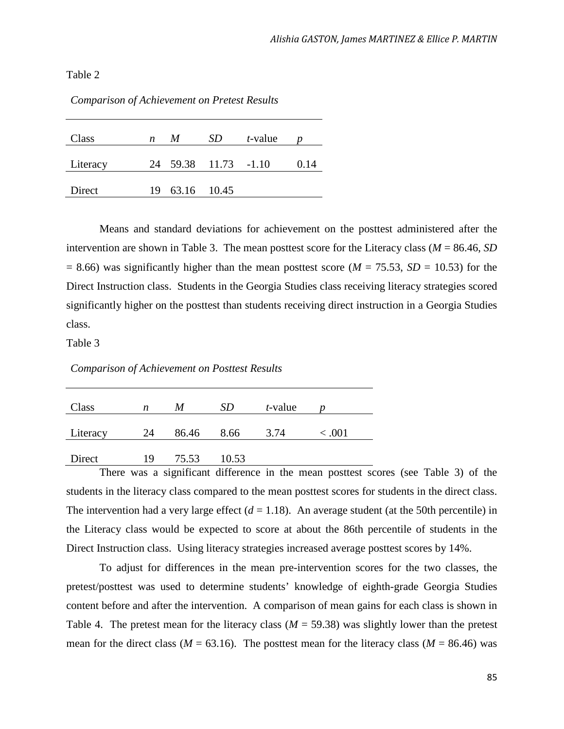Table 2

*Comparison of Achievement on Pretest Results*

| Class | *n* | *M* | *SD* | *t*-value | *p* |
|---|---|---|---|---|---|
| Literacy | 24 | 59.38 | 11.73 | -1.10 | 0.14 |
| Direct | 19 | 63.16 | 10.45 | | |

Means and standard deviations for achievement on the posttest administered after the intervention are shown in Table 3. The mean posttest score for the Literacy class ($M$ = 86.46, $SD$ = 8.66) was significantly higher than the mean posttest score ($M$ = 75.53, $SD$ = 10.53) for the Direct Instruction class. Students in the Georgia Studies class receiving literacy strategies scored significantly higher on the posttest than students receiving direct instruction in a Georgia Studies class.

Table 3

*Comparison of Achievement on Posttest Results*

| Class | *n* | *M* | *SD* | *t*-value | *p* |
|---|---|---|---|---|---|
| Literacy | 24 | 86.46 | 8.66 | 3.74 | < .001 |
| Direct | 19 | 75.53 | 10.53 | | |

There was a significant difference in the mean posttest scores (see Table 3) of the students in the literacy class compared to the mean posttest scores for students in the direct class. The intervention had a very large effect ($d$ = 1.18). An average student (at the 50th percentile) in the Literacy class would be expected to score at about the 86th percentile of students in the Direct Instruction class. Using literacy strategies increased average posttest scores by 14%.

To adjust for differences in the mean pre-intervention scores for the two classes, the pretest/posttest was used to determine students' knowledge of eighth-grade Georgia Studies content before and after the intervention. A comparison of mean gains for each class is shown in Table 4. The pretest mean for the literacy class ($M$ = 59.38) was slightly lower than the pretest mean for the direct class ($M$ = 63.16). The posttest mean for the literacy class ($M$ = 86.46) was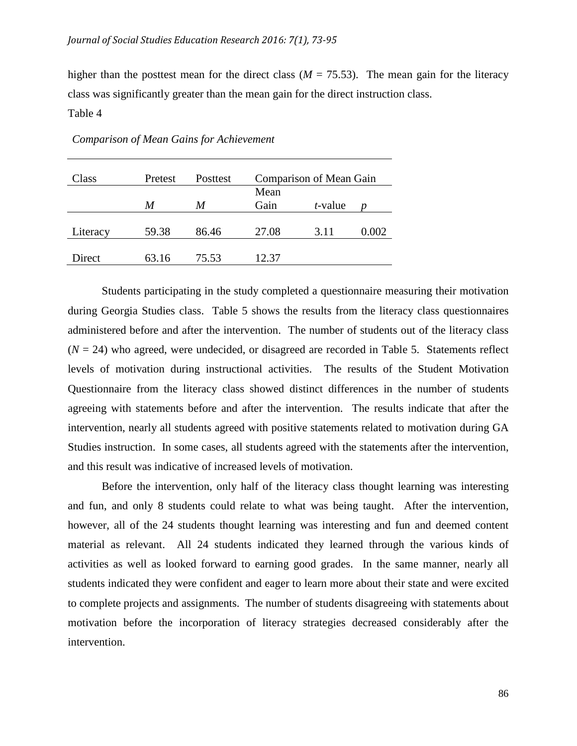higher than the posttest mean for the direct class ($M$ = 75.53). The mean gain for the literacy class was significantly greater than the mean gain for the direct instruction class.

Table 4

*Comparison of Mean Gains for Achievement*

| Class | Pretest | Posttest | Comparison of Mean Gain | | |
|---|---|---|---|---|---|
| | $M$ | $M$ | Mean Gain | $t$-value | $p$ |
| Literacy | 59.38 | 86.46 | 27.08 | 3.11 | 0.002 |
| Direct | 63.16 | 75.53 | 12.37 | | |

Students participating in the study completed a questionnaire measuring their motivation during Georgia Studies class. Table 5 shows the results from the literacy class questionnaires administered before and after the intervention. The number of students out of the literacy class ($N$ = 24) who agreed, were undecided, or disagreed are recorded in Table 5. Statements reflect levels of motivation during instructional activities. The results of the Student Motivation Questionnaire from the literacy class showed distinct differences in the number of students agreeing with statements before and after the intervention. The results indicate that after the intervention, nearly all students agreed with positive statements related to motivation during GA Studies instruction. In some cases, all students agreed with the statements after the intervention, and this result was indicative of increased levels of motivation.

Before the intervention, only half of the literacy class thought learning was interesting and fun, and only 8 students could relate to what was being taught. After the intervention, however, all of the 24 students thought learning was interesting and fun and deemed content material as relevant. All 24 students indicated they learned through the various kinds of activities as well as looked forward to earning good grades. In the same manner, nearly all students indicated they were confident and eager to learn more about their state and were excited to complete projects and assignments. The number of students disagreeing with statements about motivation before the incorporation of literacy strategies decreased considerably after the intervention.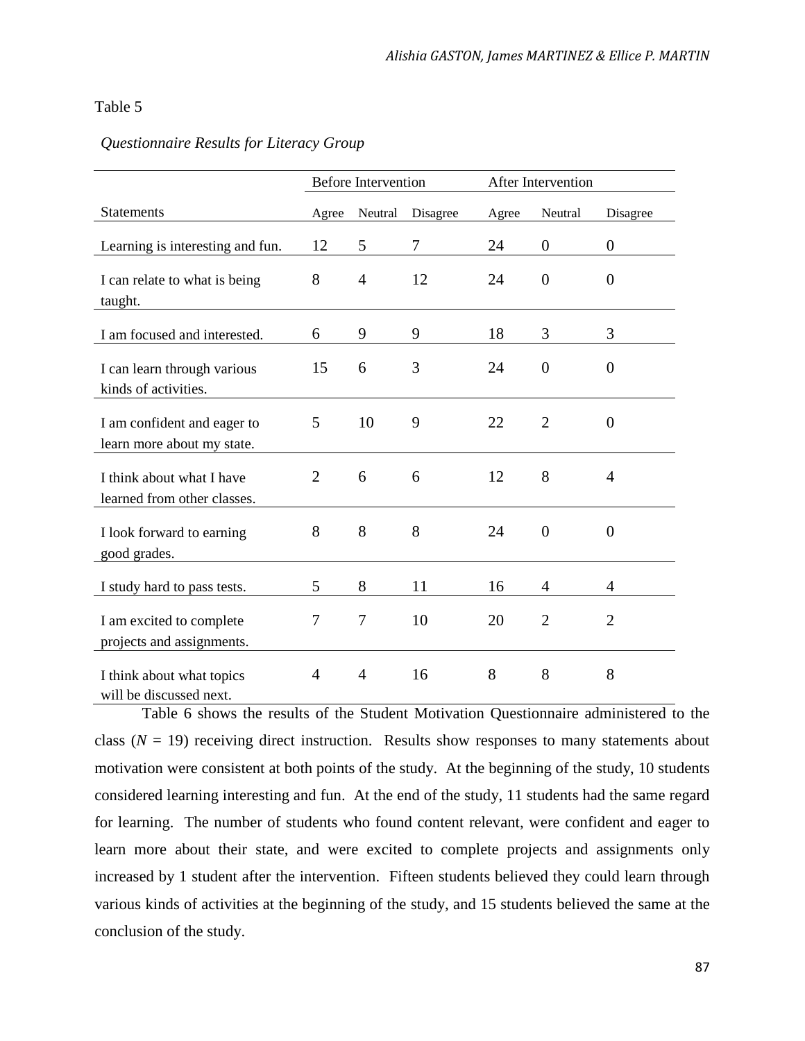Table 5

*Questionnaire Results for Literacy Group*

| | Before Intervention | | | After Intervention | | |
|---|---|---|---|---|---|---|
| Statements | Agree | Neutral | Disagree | Agree | Neutral | Disagree |
| Learning is interesting and fun. | 12 | 5 | 7 | 24 | 0 | 0 |
| I can relate to what is being taught. | 8 | 4 | 12 | 24 | 0 | 0 |
| I am focused and interested. | 6 | 9 | 9 | 18 | 3 | 3 |
| I can learn through various kinds of activities. | 15 | 6 | 3 | 24 | 0 | 0 |
| I am confident and eager to learn more about my state. | 5 | 10 | 9 | 22 | 2 | 0 |
| I think about what I have learned from other classes. | 2 | 6 | 6 | 12 | 8 | 4 |
| I look forward to earning good grades. | 8 | 8 | 8 | 24 | 0 | 0 |
| I study hard to pass tests. | 5 | 8 | 11 | 16 | 4 | 4 |
| I am excited to complete projects and assignments. | 7 | 7 | 10 | 20 | 2 | 2 |
| I think about what topics will be discussed next. | 4 | 4 | 16 | 8 | 8 | 8 |

Table 6 shows the results of the Student Motivation Questionnaire administered to the class ($N$ = 19) receiving direct instruction. Results show responses to many statements about motivation were consistent at both points of the study. At the beginning of the study, 10 students considered learning interesting and fun. At the end of the study, 11 students had the same regard for learning. The number of students who found content relevant, were confident and eager to learn more about their state, and were excited to complete projects and assignments only increased by 1 student after the intervention. Fifteen students believed they could learn through various kinds of activities at the beginning of the study, and 15 students believed the same at the conclusion of the study.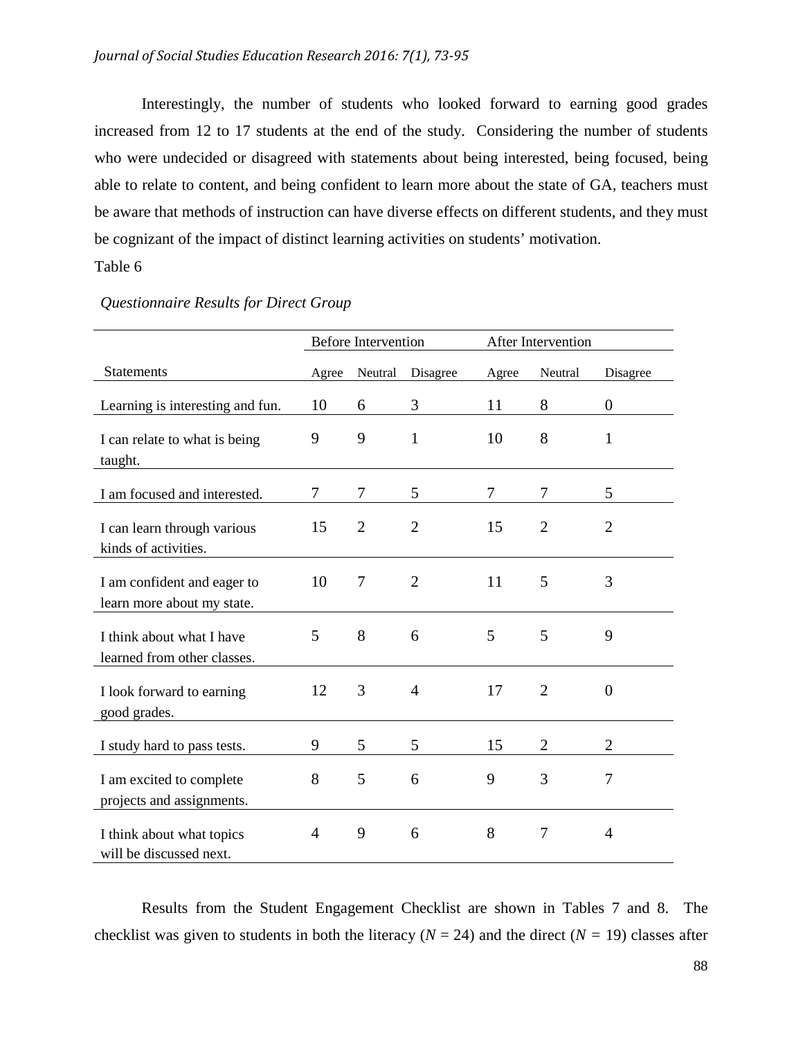Interestingly, the number of students who looked forward to earning good grades increased from 12 to 17 students at the end of the study. Considering the number of students who were undecided or disagreed with statements about being interested, being focused, being able to relate to content, and being confident to learn more about the state of GA, teachers must be aware that methods of instruction can have diverse effects on different students, and they must be cognizant of the impact of distinct learning activities on students' motivation.

Table 6

*Questionnaire Results for Direct Group*

| | Before Intervention | | | After Intervention | | |
|---|---|---|---|---|---|---|
| Statements | Agree | Neutral | Disagree | Agree | Neutral | Disagree |
| Learning is interesting and fun. | 10 | 6 | 3 | 11 | 8 | 0 |
| I can relate to what is being taught. | 9 | 9 | 1 | 10 | 8 | 1 |
| I am focused and interested. | 7 | 7 | 5 | 7 | 7 | 5 |
| I can learn through various kinds of activities. | 15 | 2 | 2 | 15 | 2 | 2 |
| I am confident and eager to learn more about my state. | 10 | 7 | 2 | 11 | 5 | 3 |
| I think about what I have learned from other classes. | 5 | 8 | 6 | 5 | 5 | 9 |
| I look forward to earning good grades. | 12 | 3 | 4 | 17 | 2 | 0 |
| I study hard to pass tests. | 9 | 5 | 5 | 15 | 2 | 2 |
| I am excited to complete projects and assignments. | 8 | 5 | 6 | 9 | 3 | 7 |
| I think about what topics will be discussed next. | 4 | 9 | 6 | 8 | 7 | 4 |

Results from the Student Engagement Checklist are shown in Tables 7 and 8. The checklist was given to students in both the literacy ($N$ = 24) and the direct ($N$ = 19) classes after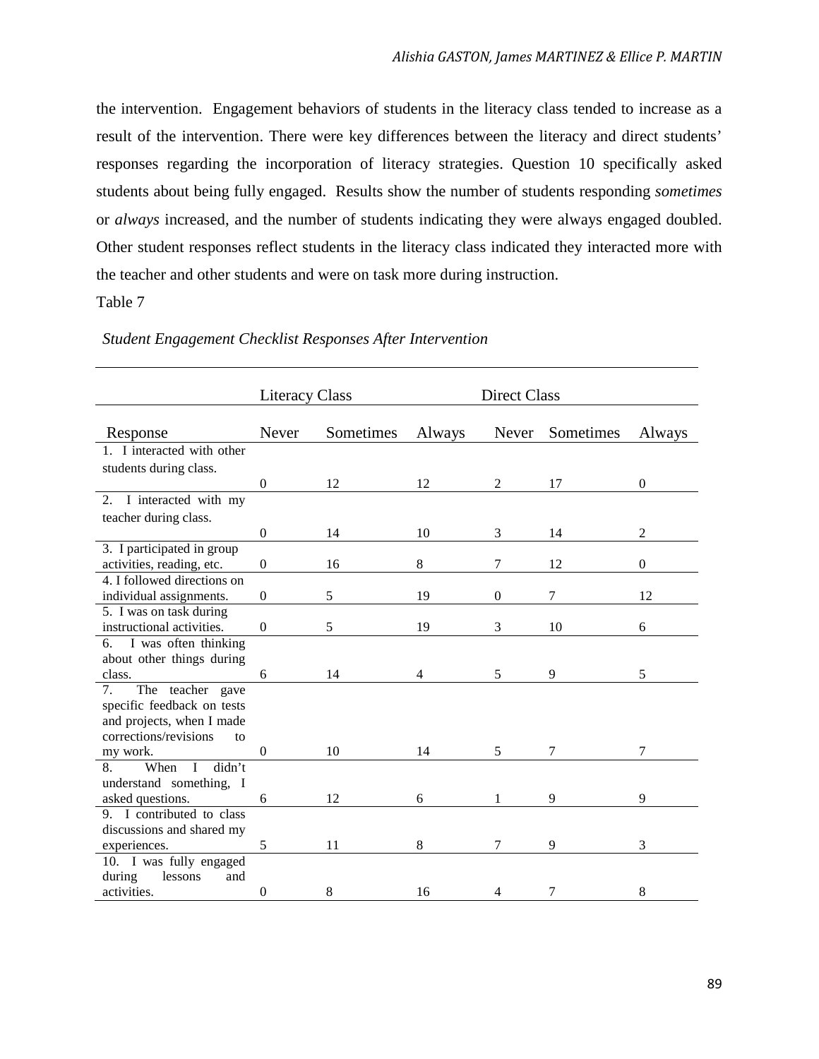the intervention. Engagement behaviors of students in the literacy class tended to increase as a result of the intervention. There were key differences between the literacy and direct students' responses regarding the incorporation of literacy strategies. Question 10 specifically asked students about being fully engaged. Results show the number of students responding *sometimes* or *always* increased, and the number of students indicating they were always engaged doubled. Other student responses reflect students in the literacy class indicated they interacted more with the teacher and other students and were on task more during instruction.

Table 7

*Student Engagement Checklist Responses After Intervention*

| | Literacy Class | | | Direct Class | | |
|---|---|---|---|---|---|---|
| Response | Never | Sometimes | Always | Never | Sometimes | Always |
| 1. I interacted with other students during class. | 0 | 12 | 12 | 2 | 17 | 0 |
| 2. I interacted with my teacher during class. | 0 | 14 | 10 | 3 | 14 | 2 |
| 3. I participated in group activities, reading, etc. | 0 | 16 | 8 | 7 | 12 | 0 |
| 4. I followed directions on individual assignments. | 0 | 5 | 19 | 0 | 7 | 12 |
| 5. I was on task during instructional activities. | 0 | 5 | 19 | 3 | 10 | 6 |
| 6. I was often thinking about other things during class. | 6 | 14 | 4 | 5 | 9 | 5 |
| 7. The teacher gave specific feedback on tests and projects, when I made corrections/revisions to my work. | 0 | 10 | 14 | 5 | 7 | 7 |
| 8. When I didn't understand something, I asked questions. | 6 | 12 | 6 | 1 | 9 | 9 |
| 9. I contributed to class discussions and shared my experiences. | 5 | 11 | 8 | 7 | 9 | 3 |
| 10. I was fully engaged during lessons and activities. | 0 | 8 | 16 | 4 | 7 | 8 |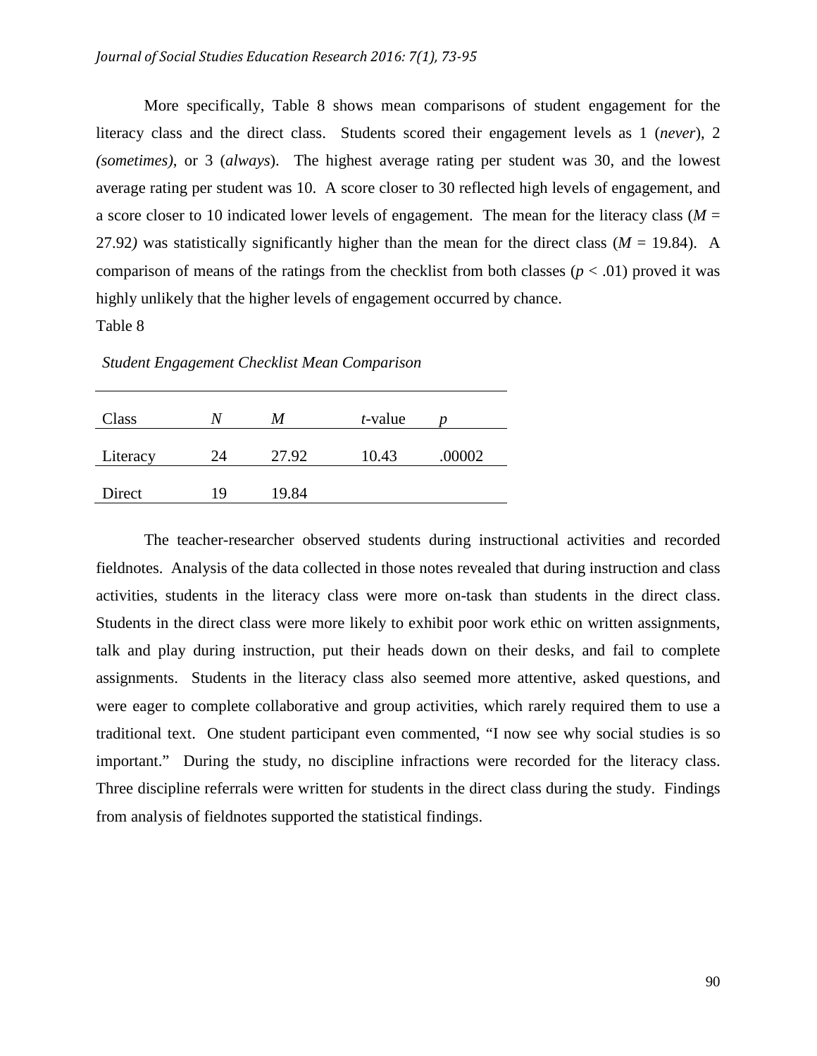More specifically, Table 8 shows mean comparisons of student engagement for the literacy class and the direct class. Students scored their engagement levels as 1 (*never*), 2 *(sometimes)*, or 3 (*always*). The highest average rating per student was 30, and the lowest average rating per student was 10. A score closer to 30 reflected high levels of engagement, and a score closer to 10 indicated lower levels of engagement. The mean for the literacy class ($M$ = 27.92*)* was statistically significantly higher than the mean for the direct class ($M$ = 19.84). A comparison of means of the ratings from the checklist from both classes ($p < .01$) proved it was highly unlikely that the higher levels of engagement occurred by chance.

Table 8

*Student Engagement Checklist Mean Comparison*

| Class | $N$ | $M$ | $t$-value | $p$ |
|---|---|---|---|---|
| Literacy | 24 | 27.92 | 10.43 | .00002 |
| Direct | 19 | 19.84 | | |

The teacher-researcher observed students during instructional activities and recorded fieldnotes. Analysis of the data collected in those notes revealed that during instruction and class activities, students in the literacy class were more on-task than students in the direct class. Students in the direct class were more likely to exhibit poor work ethic on written assignments, talk and play during instruction, put their heads down on their desks, and fail to complete assignments. Students in the literacy class also seemed more attentive, asked questions, and were eager to complete collaborative and group activities, which rarely required them to use a traditional text. One student participant even commented, "I now see why social studies is so important." During the study, no discipline infractions were recorded for the literacy class. Three discipline referrals were written for students in the direct class during the study. Findings from analysis of fieldnotes supported the statistical findings.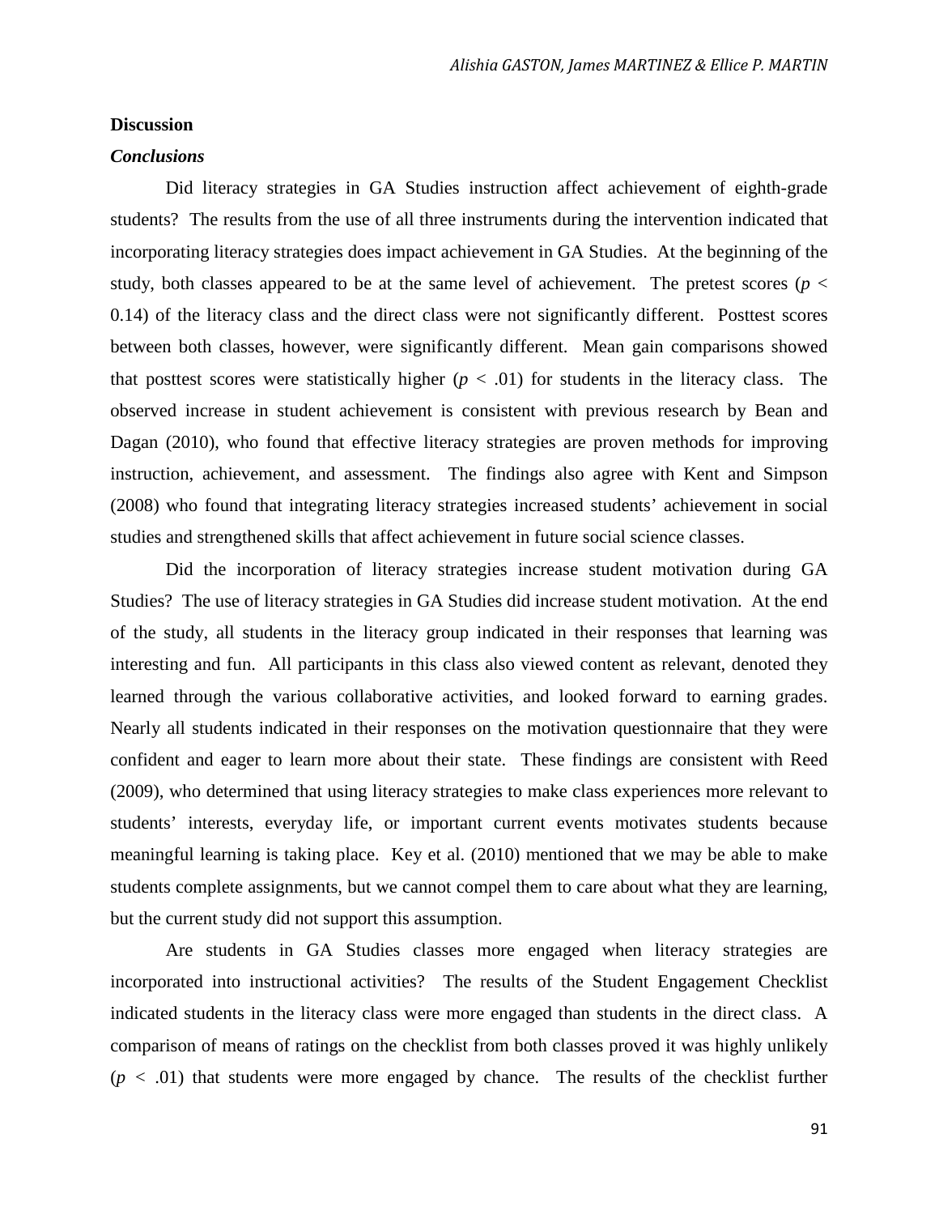## Discussion

### *Conclusions*

Did literacy strategies in GA Studies instruction affect achievement of eighth-grade students? The results from the use of all three instruments during the intervention indicated that incorporating literacy strategies does impact achievement in GA Studies. At the beginning of the study, both classes appeared to be at the same level of achievement. The pretest scores ($p < 0.14$) of the literacy class and the direct class were not significantly different. Posttest scores between both classes, however, were significantly different. Mean gain comparisons showed that posttest scores were statistically higher ($p < .01$) for students in the literacy class. The observed increase in student achievement is consistent with previous research by Bean and Dagan (2010), who found that effective literacy strategies are proven methods for improving instruction, achievement, and assessment. The findings also agree with Kent and Simpson (2008) who found that integrating literacy strategies increased students' achievement in social studies and strengthened skills that affect achievement in future social science classes.

Did the incorporation of literacy strategies increase student motivation during GA Studies? The use of literacy strategies in GA Studies did increase student motivation. At the end of the study, all students in the literacy group indicated in their responses that learning was interesting and fun. All participants in this class also viewed content as relevant, denoted they learned through the various collaborative activities, and looked forward to earning grades. Nearly all students indicated in their responses on the motivation questionnaire that they were confident and eager to learn more about their state. These findings are consistent with Reed (2009), who determined that using literacy strategies to make class experiences more relevant to students' interests, everyday life, or important current events motivates students because meaningful learning is taking place. Key et al. (2010) mentioned that we may be able to make students complete assignments, but we cannot compel them to care about what they are learning, but the current study did not support this assumption.

Are students in GA Studies classes more engaged when literacy strategies are incorporated into instructional activities? The results of the Student Engagement Checklist indicated students in the literacy class were more engaged than students in the direct class. A comparison of means of ratings on the checklist from both classes proved it was highly unlikely ($p < .01$) that students were more engaged by chance. The results of the checklist further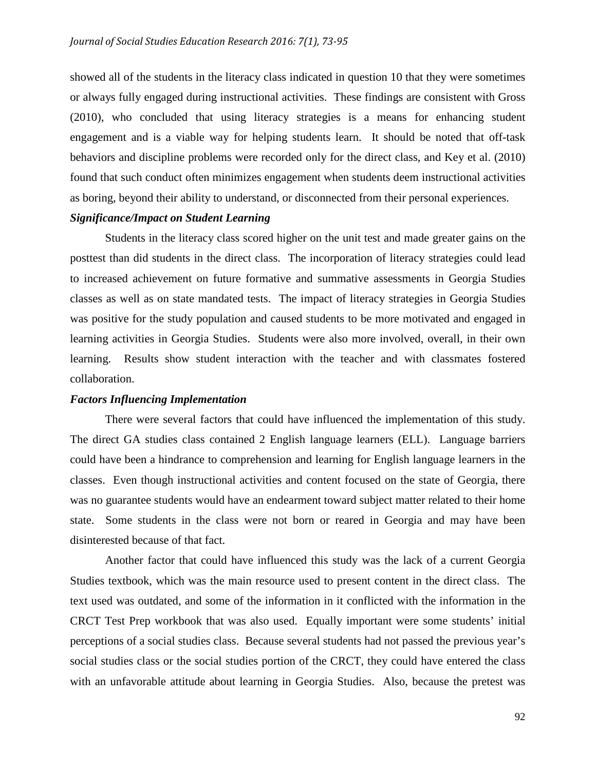showed all of the students in the literacy class indicated in question 10 that they were sometimes or always fully engaged during instructional activities. These findings are consistent with Gross (2010), who concluded that using literacy strategies is a means for enhancing student engagement and is a viable way for helping students learn. It should be noted that off-task behaviors and discipline problems were recorded only for the direct class, and Key et al. (2010) found that such conduct often minimizes engagement when students deem instructional activities as boring, beyond their ability to understand, or disconnected from their personal experiences.

***Significance/Impact on Student Learning***

Students in the literacy class scored higher on the unit test and made greater gains on the posttest than did students in the direct class. The incorporation of literacy strategies could lead to increased achievement on future formative and summative assessments in Georgia Studies classes as well as on state mandated tests. The impact of literacy strategies in Georgia Studies was positive for the study population and caused students to be more motivated and engaged in learning activities in Georgia Studies. Students were also more involved, overall, in their own learning. Results show student interaction with the teacher and with classmates fostered collaboration.

***Factors Influencing Implementation***

There were several factors that could have influenced the implementation of this study. The direct GA studies class contained 2 English language learners (ELL). Language barriers could have been a hindrance to comprehension and learning for English language learners in the classes. Even though instructional activities and content focused on the state of Georgia, there was no guarantee students would have an endearment toward subject matter related to their home state. Some students in the class were not born or reared in Georgia and may have been disinterested because of that fact.

Another factor that could have influenced this study was the lack of a current Georgia Studies textbook, which was the main resource used to present content in the direct class. The text used was outdated, and some of the information in it conflicted with the information in the CRCT Test Prep workbook that was also used. Equally important were some students' initial perceptions of a social studies class. Because several students had not passed the previous year's social studies class or the social studies portion of the CRCT, they could have entered the class with an unfavorable attitude about learning in Georgia Studies. Also, because the pretest was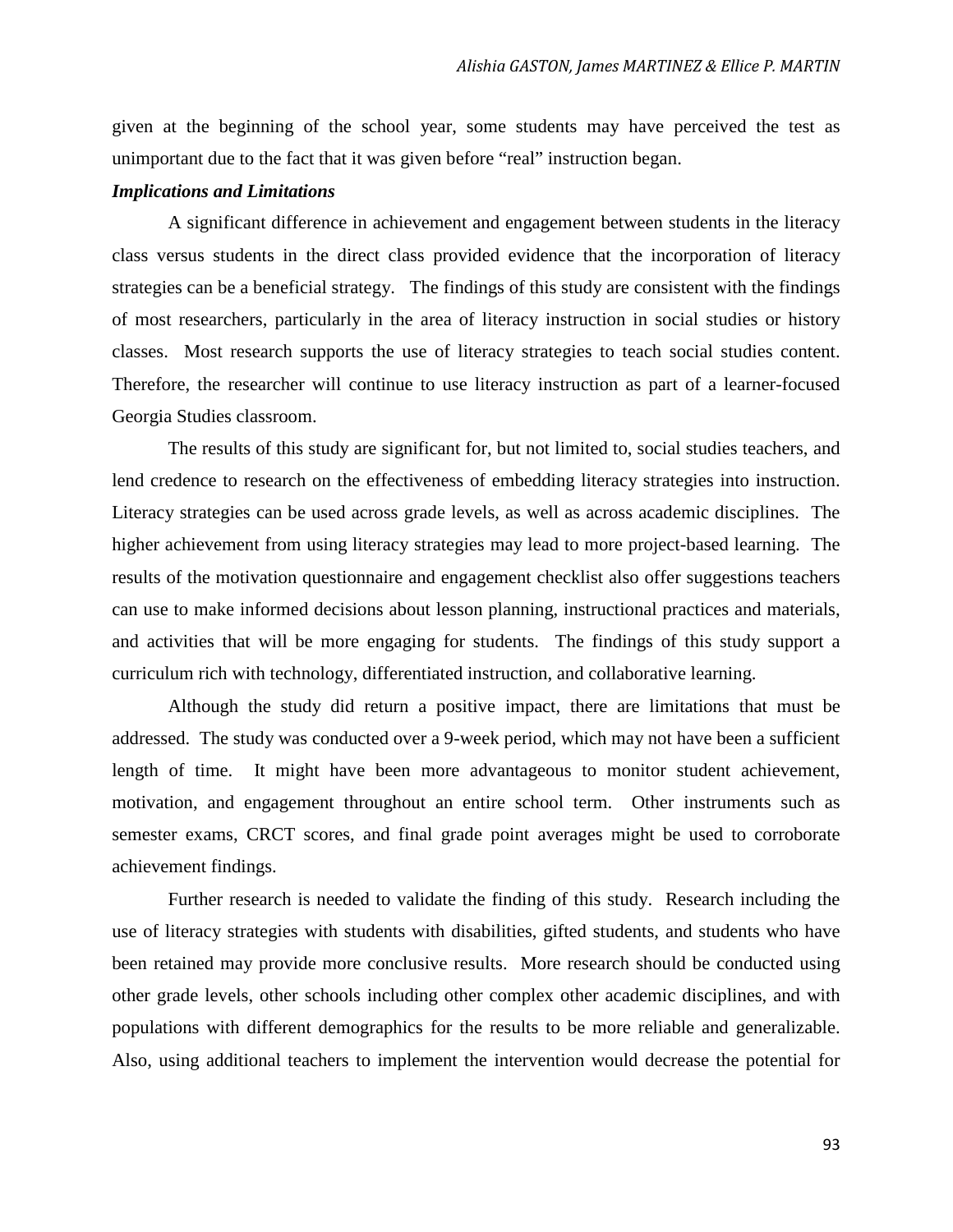given at the beginning of the school year, some students may have perceived the test as unimportant due to the fact that it was given before "real" instruction began.

***Implications and Limitations***

A significant difference in achievement and engagement between students in the literacy class versus students in the direct class provided evidence that the incorporation of literacy strategies can be a beneficial strategy. The findings of this study are consistent with the findings of most researchers, particularly in the area of literacy instruction in social studies or history classes. Most research supports the use of literacy strategies to teach social studies content. Therefore, the researcher will continue to use literacy instruction as part of a learner-focused Georgia Studies classroom.

The results of this study are significant for, but not limited to, social studies teachers, and lend credence to research on the effectiveness of embedding literacy strategies into instruction. Literacy strategies can be used across grade levels, as well as across academic disciplines. The higher achievement from using literacy strategies may lead to more project-based learning. The results of the motivation questionnaire and engagement checklist also offer suggestions teachers can use to make informed decisions about lesson planning, instructional practices and materials, and activities that will be more engaging for students. The findings of this study support a curriculum rich with technology, differentiated instruction, and collaborative learning.

Although the study did return a positive impact, there are limitations that must be addressed. The study was conducted over a 9-week period, which may not have been a sufficient length of time. It might have been more advantageous to monitor student achievement, motivation, and engagement throughout an entire school term. Other instruments such as semester exams, CRCT scores, and final grade point averages might be used to corroborate achievement findings.

Further research is needed to validate the finding of this study. Research including the use of literacy strategies with students with disabilities, gifted students, and students who have been retained may provide more conclusive results. More research should be conducted using other grade levels, other schools including other complex other academic disciplines, and with populations with different demographics for the results to be more reliable and generalizable. Also, using additional teachers to implement the intervention would decrease the potential for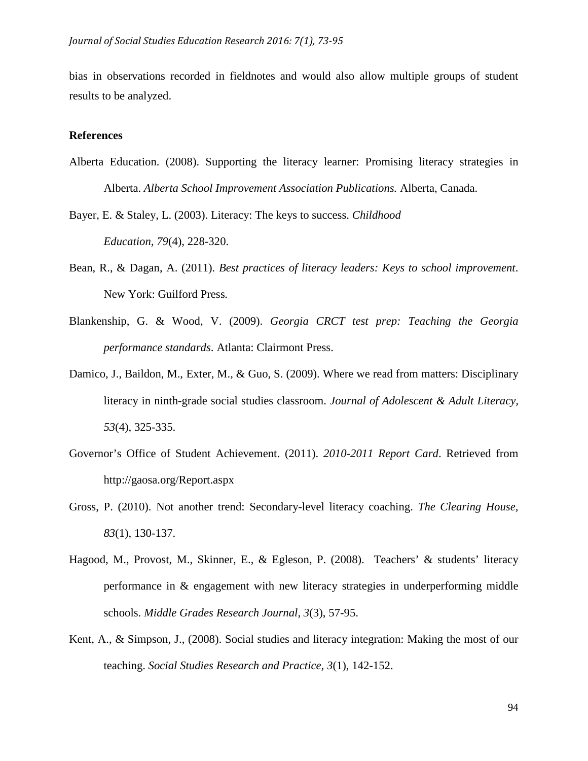bias in observations recorded in fieldnotes and would also allow multiple groups of student results to be analyzed.

**References**

Alberta Education. (2008). Supporting the literacy learner: Promising literacy strategies in Alberta. *Alberta School Improvement Association Publications.* Alberta, Canada.

Bayer, E. & Staley, L. (2003). Literacy: The keys to success. *Childhood Education, 79*(4), 228-320.

Bean, R., & Dagan, A. (2011). *Best practices of literacy leaders: Keys to school improvement*. New York: Guilford Press*.*

Blankenship, G. & Wood, V. (2009). *Georgia CRCT test prep: Teaching the Georgia performance standards*. Atlanta: Clairmont Press.

Damico, J., Baildon, M., Exter, M., & Guo, S. (2009). Where we read from matters: Disciplinary literacy in ninth-grade social studies classroom. *Journal of Adolescent & Adult Literacy, 53*(4), 325-335.

Governor's Office of Student Achievement. (2011). *2010-2011 Report Card*. Retrieved from http://gaosa.org/Report.aspx

Gross, P. (2010). Not another trend: Secondary-level literacy coaching. *The Clearing House, 83*(1), 130-137.

Hagood, M., Provost, M., Skinner, E., & Egleson, P. (2008). Teachers' & students' literacy performance in & engagement with new literacy strategies in underperforming middle schools. *Middle Grades Research Journal*, *3*(3), 57-95.

Kent, A., & Simpson, J., (2008). Social studies and literacy integration: Making the most of our teaching. *Social Studies Research and Practice*, *3*(1), 142-152.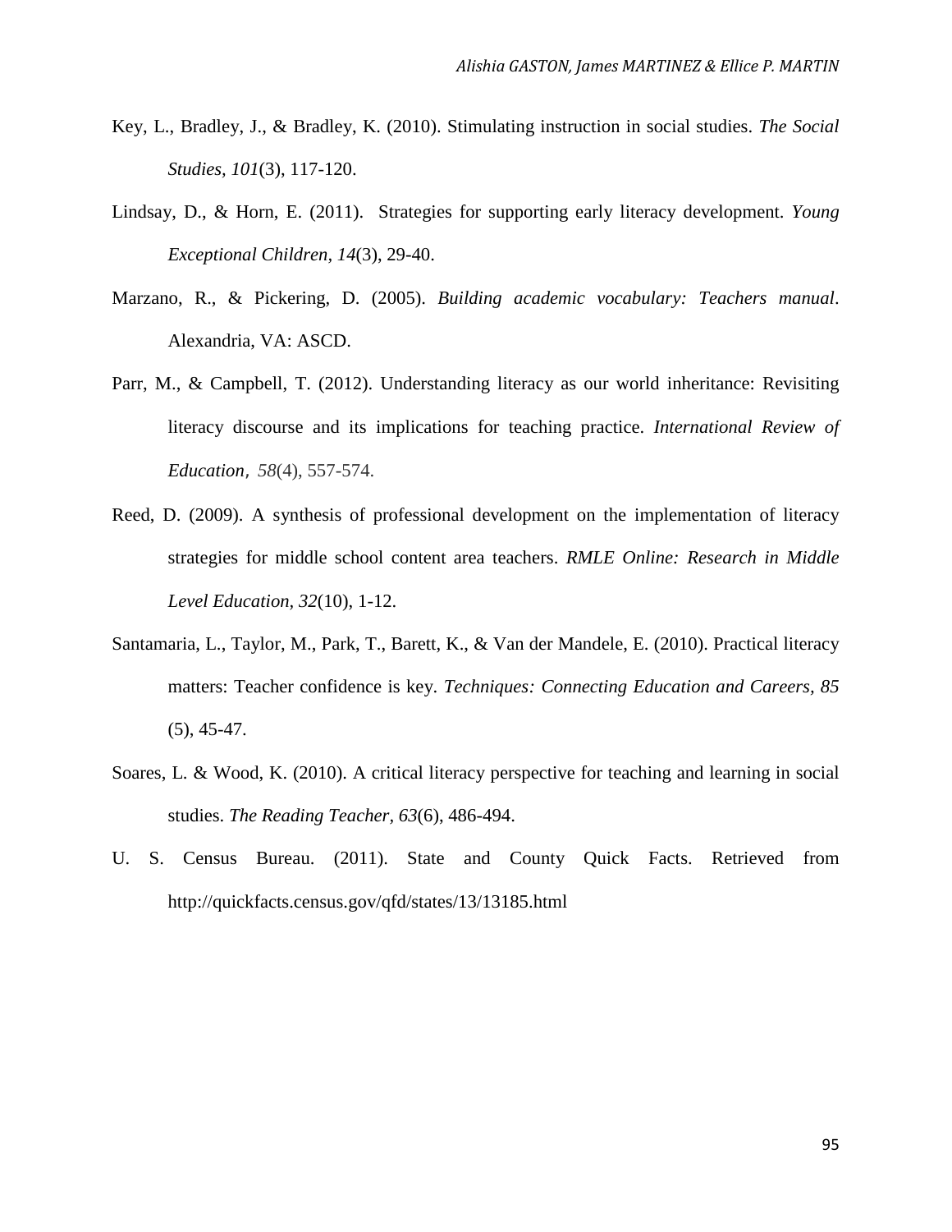Key, L., Bradley, J., & Bradley, K. (2010). Stimulating instruction in social studies. *The Social Studies, 101*(3), 117-120.

Lindsay, D., & Horn, E. (2011). Strategies for supporting early literacy development. *Young Exceptional Children*, *14*(3), 29-40.

Marzano, R., & Pickering, D. (2005). *Building academic vocabulary: Teachers manual*. Alexandria, VA: ASCD.

Parr, M., & Campbell, T. (2012). Understanding literacy as our world inheritance: Revisiting literacy discourse and its implications for teaching practice. *International Review of Education*, *58*(4), 557-574.

Reed, D. (2009). A synthesis of professional development on the implementation of literacy strategies for middle school content area teachers. *RMLE Online: Research in Middle Level Education*, *32*(10), 1-12.

Santamaria, L., Taylor, M., Park, T., Barett, K., & Van der Mandele, E. (2010). Practical literacy matters: Teacher confidence is key. *Techniques: Connecting Education and Careers, 85* (5), 45-47.

Soares, L. & Wood, K. (2010). A critical literacy perspective for teaching and learning in social studies. *The Reading Teacher*, *63*(6), 486-494.

U. S. Census Bureau. (2011). State and County Quick Facts. Retrieved from http://quickfacts.census.gov/qfd/states/13/13185.html